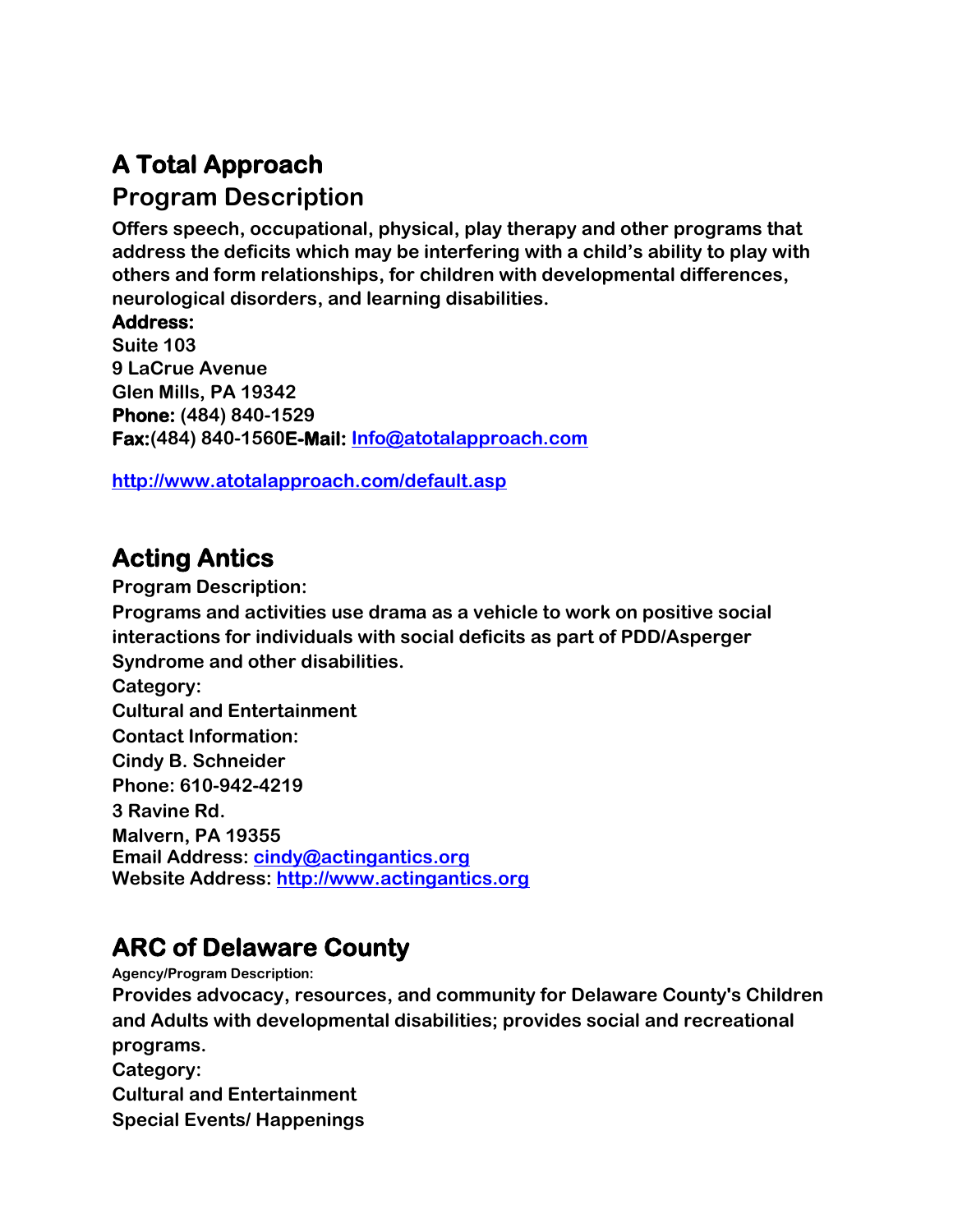# A Total Approach

## Program Description

**Offers speech, occupational, physical, play therapy and other programs that address the deficits which may be interfering with a child's ability to play with others and form relationships, for children with developmental differences, neurological disorders, and learning disabilities.**

**Address:**
**Suite 103**
**9 LaCrue Avenue**
**Glen Mills, PA 19342**
**Phone: (484) 840-1529**
**Fax:(484) 840-1560E-Mail: Info@atotalapproach.com**

**http://www.atotalapproach.com/default.asp**

# Acting Antics

**Program Description:**
**Programs and activities use drama as a vehicle to work on positive social interactions for individuals with social deficits as part of PDD/Asperger Syndrome and other disabilities.**
**Category:**
**Cultural and Entertainment**
**Contact Information:**
**Cindy B. Schneider**
**Phone: 610-942-4219**
**3 Ravine Rd.**
**Malvern, PA 19355**
**Email Address: cindy@actingantics.org**
**Website Address: http://www.actingantics.org**

# ARC of Delaware County

**Agency/Program Description:**
**Provides advocacy, resources, and community for Delaware County's Children and Adults with developmental disabilities; provides social and recreational programs.**
**Category:**
**Cultural and Entertainment**
**Special Events/ Happenings**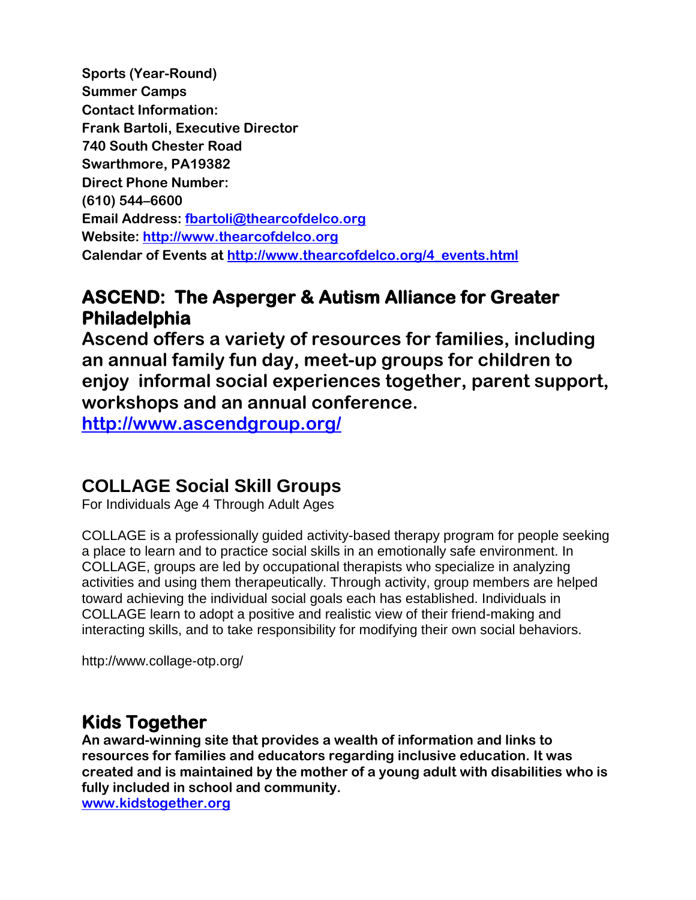**Sports (Year-Round)**
**Summer Camps**
**Contact Information:**
**Frank Bartoli, Executive Director**
**740 South Chester Road**
**Swarthmore, PA19382**
**Direct Phone Number:**
**(610) 544–6600**
**Email Address: fbartoli@thearcofdelco.org**
**Website: http://www.thearcofdelco.org**
**Calendar of Events at http://www.thearcofdelco.org/4_events.html**

## ASCEND: The Asperger & Autism Alliance for Greater Philadelphia

**Ascend offers a variety of resources for families, including an annual family fun day, meet-up groups for children to enjoy informal social experiences together, parent support, workshops and an annual conference.**

**http://www.ascendgroup.org/**

## COLLAGE Social Skill Groups

For Individuals Age 4 Through Adult Ages

COLLAGE is a professionally guided activity-based therapy program for people seeking a place to learn and to practice social skills in an emotionally safe environment. In COLLAGE, groups are led by occupational therapists who specialize in analyzing activities and using them therapeutically. Through activity, group members are helped toward achieving the individual social goals each has established. Individuals in COLLAGE learn to adopt a positive and realistic view of their friend-making and interacting skills, and to take responsibility for modifying their own social behaviors.

http://www.collage-otp.org/

## Kids Together

**An award-winning site that provides a wealth of information and links to resources for families and educators regarding inclusive education. It was created and is maintained by the mother of a young adult with disabilities who is fully included in school and community.**

**www.kidstogether.org**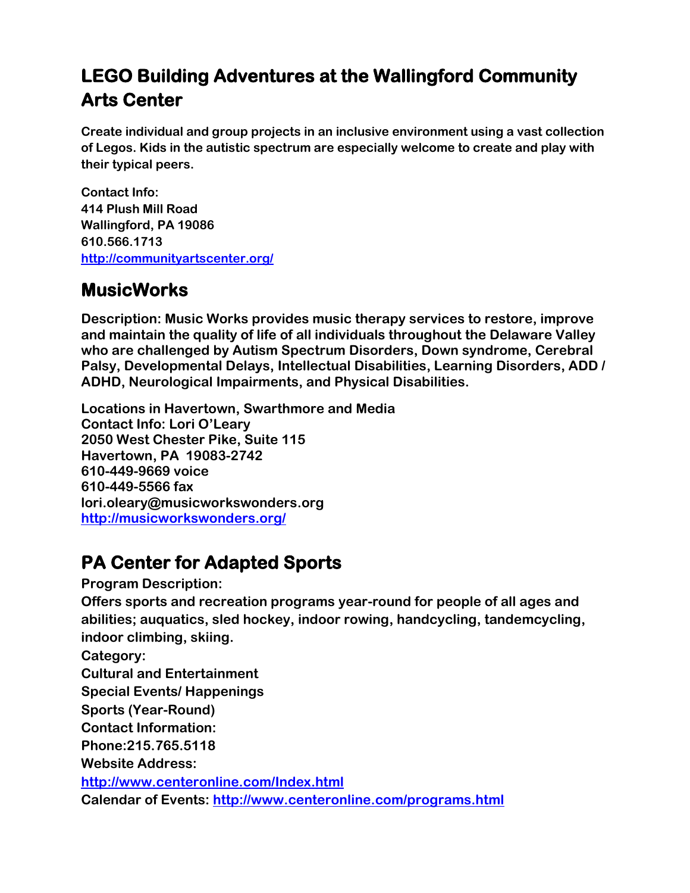## LEGO Building Adventures at the Wallingford Community Arts Center

**Create individual and group projects in an inclusive environment using a vast collection of Legos. Kids in the autistic spectrum are especially welcome to create and play with their typical peers.**

**Contact Info:**
**414 Plush Mill Road**
**Wallingford, PA 19086**
**610.566.1713**
**[http://communityartscenter.org/](http://communityartscenter.org/)**

## MusicWorks

**Description: Music Works provides music therapy services to restore, improve and maintain the quality of life of all individuals throughout the Delaware Valley who are challenged by Autism Spectrum Disorders, Down syndrome, Cerebral Palsy, Developmental Delays, Intellectual Disabilities, Learning Disorders, ADD / ADHD, Neurological Impairments, and Physical Disabilities.**

**Locations in Havertown, Swarthmore and Media**
**Contact Info: Lori O'Leary**
**2050 West Chester Pike, Suite 115**
**Havertown, PA 19083-2742**
**610-449-9669 voice**
**610-449-5566 fax**
**lori.oleary@musicworkswonders.org**
**[http://musicworkswonders.org/](http://musicworkswonders.org/)**

## PA Center for Adapted Sports

**Program Description:**
**Offers sports and recreation programs year-round for people of all ages and abilities; auquatics, sled hockey, indoor rowing, handcycling, tandemcycling, indoor climbing, skiing.**
**Category:**
**Cultural and Entertainment**
**Special Events/ Happenings**
**Sports (Year-Round)**
**Contact Information:**
**Phone:215.765.5118**
**Website Address:**
**[http://www.centeronline.com/Index.html](http://www.centeronline.com/Index.html)**
**Calendar of Events: [http://www.centeronline.com/programs.html](http://www.centeronline.com/programs.html)**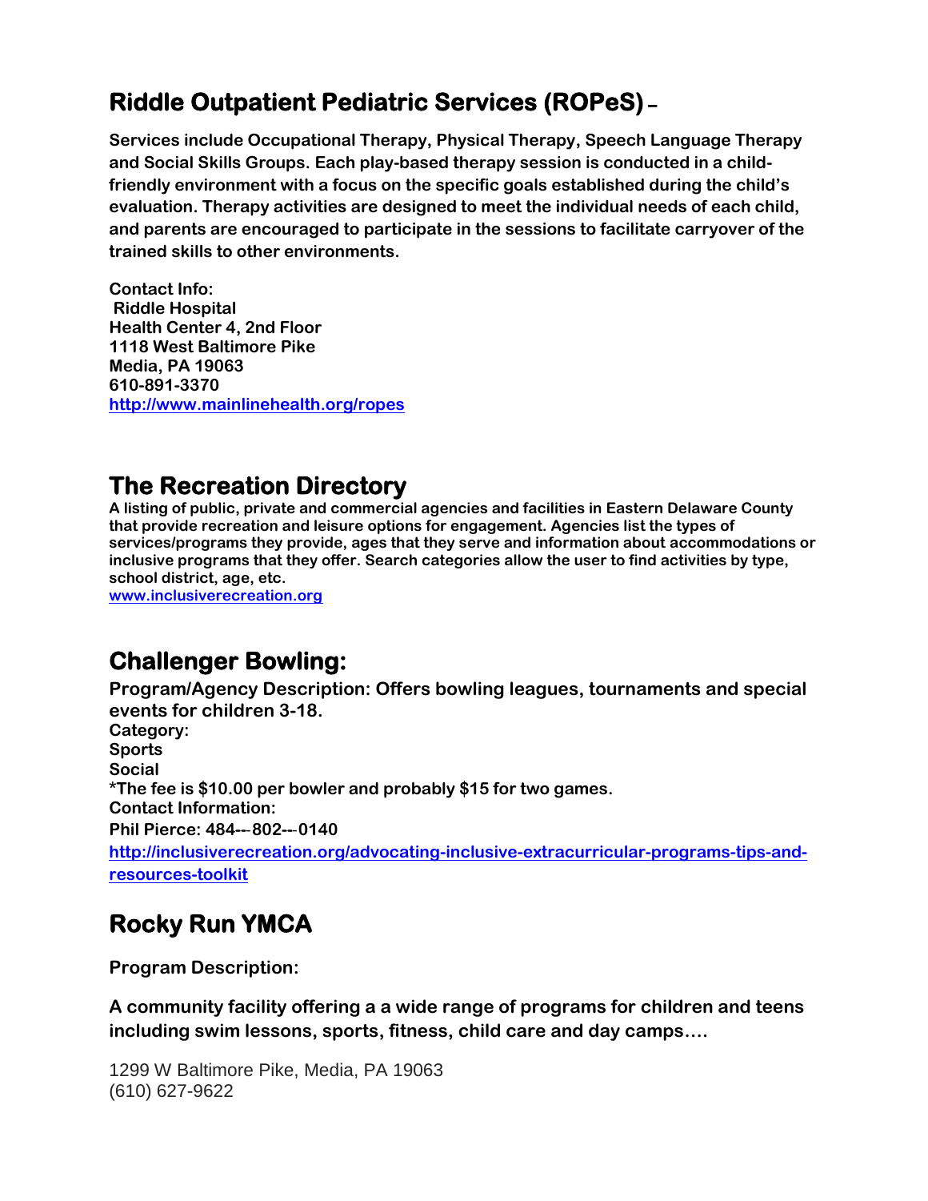## Riddle Outpatient Pediatric Services (ROPeS) –

**Services include Occupational Therapy, Physical Therapy, Speech Language Therapy and Social Skills Groups. Each play-based therapy session is conducted in a child-friendly environment with a focus on the specific goals established during the child's evaluation. Therapy activities are designed to meet the individual needs of each child, and parents are encouraged to participate in the sessions to facilitate carryover of the trained skills to other environments.**

**Contact Info:**
**Riddle Hospital**
**Health Center 4, 2nd Floor**
**1118 West Baltimore Pike**
**Media, PA 19063**
**610-891-3370**
**[http://www.mainlinehealth.org/ropes](http://www.mainlinehealth.org/ropes)**

## The Recreation Directory

**A listing of public, private and commercial agencies and facilities in Eastern Delaware County that provide recreation and leisure options for engagement. Agencies list the types of services/programs they provide, ages that they serve and information about accommodations or inclusive programs that they offer. Search categories allow the user to find activities by type, school district, age, etc.**
**[www.inclusiverecreation.org](http://www.inclusiverecreation.org)**

## Challenger Bowling:

**Program/Agency Description: Offers bowling leagues, tournaments and special events for children 3-18.**
**Category:**
**Sports**
**Social**
***The fee is $10.00 per bowler and probably $15 for two games.**
**Contact Information:**
**Phil Pierce: 484---802---0140**
**[http://inclusiverecreation.org/advocating-inclusive-extracurricular-programs-tips-and-resources-toolkit](http://inclusiverecreation.org/advocating-inclusive-extracurricular-programs-tips-and-resources-toolkit)**

## Rocky Run YMCA

**Program Description:**

**A community facility offering a a wide range of programs for children and teens including swim lessons, sports, fitness, child care and day camps….**

1299 W Baltimore Pike, Media, PA 19063
(610) 627-9622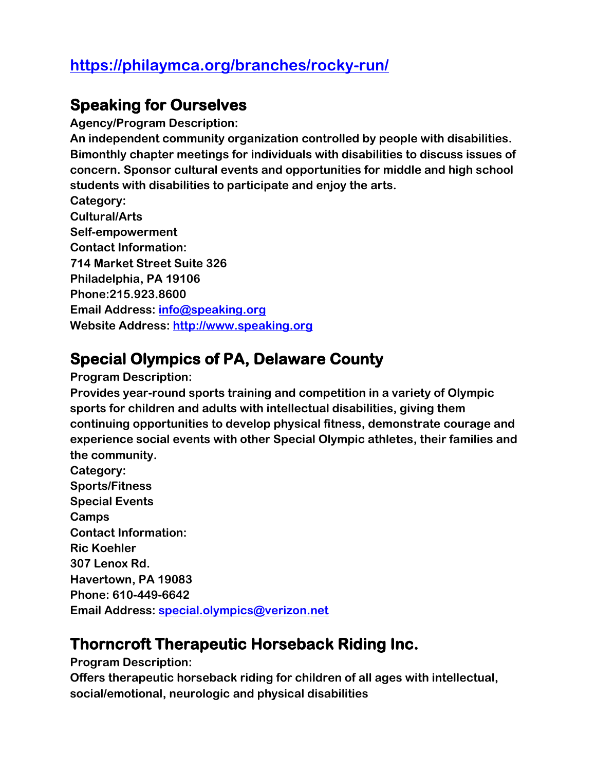https://philaymca.org/branches/rocky-run/

## Speaking for Ourselves

**Agency/Program Description:**
**An independent community organization controlled by people with disabilities. Bimonthly chapter meetings for individuals with disabilities to discuss issues of concern. Sponsor cultural events and opportunities for middle and high school students with disabilities to participate and enjoy the arts.**
**Category:**
**Cultural/Arts**
**Self-empowerment**
**Contact Information:**
**714 Market Street Suite 326**
**Philadelphia, PA 19106**
**Phone:215.923.8600**
**Email Address:** info@speaking.org
**Website Address:** http://www.speaking.org

## Special Olympics of PA, Delaware County

**Program Description:**
**Provides year-round sports training and competition in a variety of Olympic sports for children and adults with intellectual disabilities, giving them continuing opportunities to develop physical fitness, demonstrate courage and experience social events with other Special Olympic athletes, their families and the community.**
**Category:**
**Sports/Fitness**
**Special Events**
**Camps**
**Contact Information:**
**Ric Koehler**
**307 Lenox Rd.**
**Havertown, PA 19083**
**Phone: 610-449-6642**
**Email Address:** special.olympics@verizon.net

## Thorncroft Therapeutic Horseback Riding Inc.

**Program Description:**
**Offers therapeutic horseback riding for children of all ages with intellectual, social/emotional, neurologic and physical disabilities**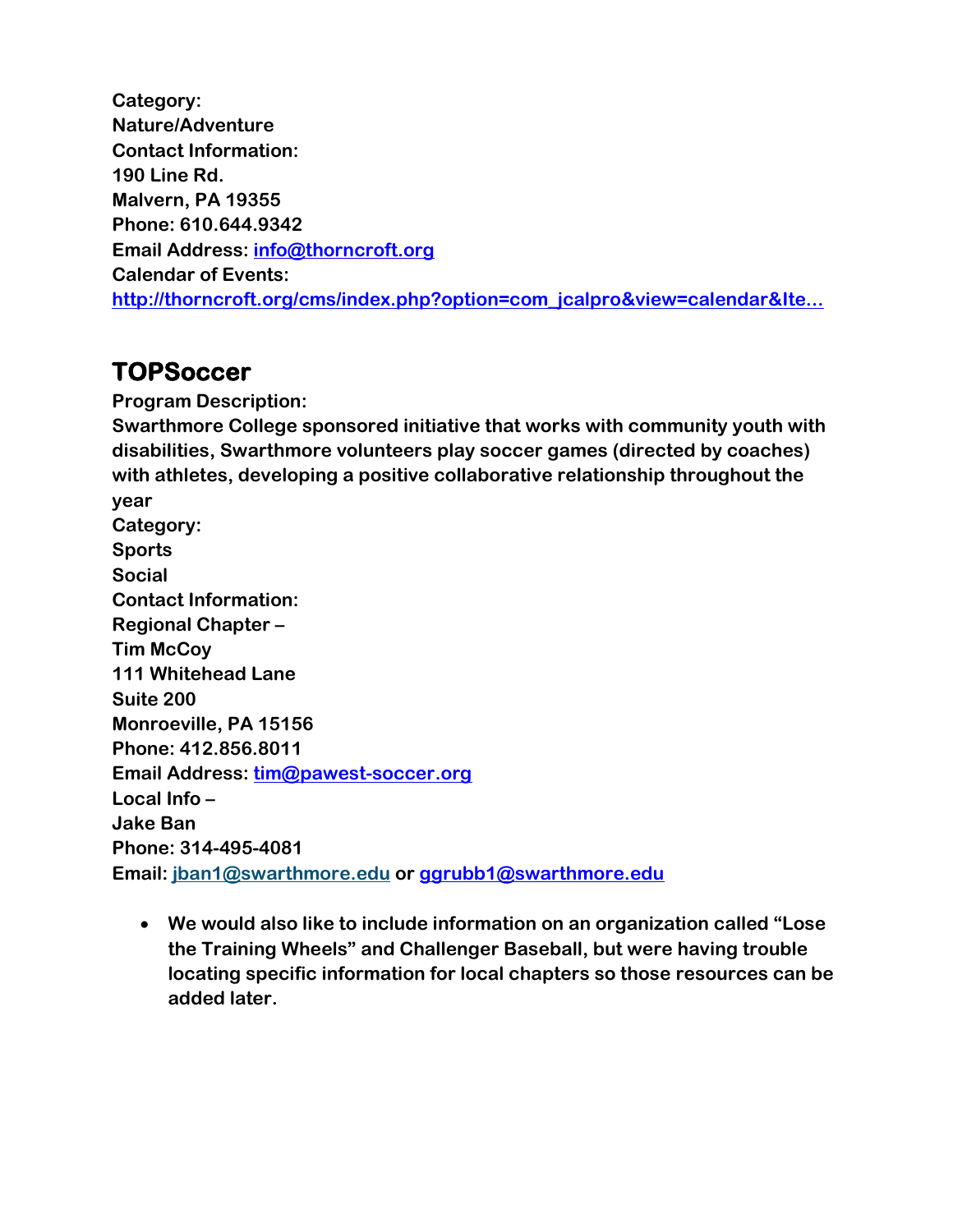**Category:**
**Nature/Adventure**
**Contact Information:**
**190 Line Rd.**
**Malvern, PA 19355**
**Phone: 610.644.9342**
**Email Address: info@thorncroft.org**
**Calendar of Events:**
**http://thorncroft.org/cms/index.php?option=com_jcalpro&view=calendar&Ite...**

## TOPSoccer

**Program Description:**
**Swarthmore College sponsored initiative that works with community youth with disabilities, Swarthmore volunteers play soccer games (directed by coaches) with athletes, developing a positive collaborative relationship throughout the year**
**Category:**
**Sports**
**Social**
**Contact Information:**
**Regional Chapter –**
**Tim McCoy**
**111 Whitehead Lane**
**Suite 200**
**Monroeville, PA 15156**
**Phone: 412.856.8011**
**Email Address: tim@pawest-soccer.org**
**Local Info –**
**Jake Ban**
**Phone: 314-495-4081**
**Email: jban1@swarthmore.edu or ggrubb1@swarthmore.edu**

- **We would also like to include information on an organization called "Lose the Training Wheels" and Challenger Baseball, but were having trouble locating specific information for local chapters so those resources can be added later.**